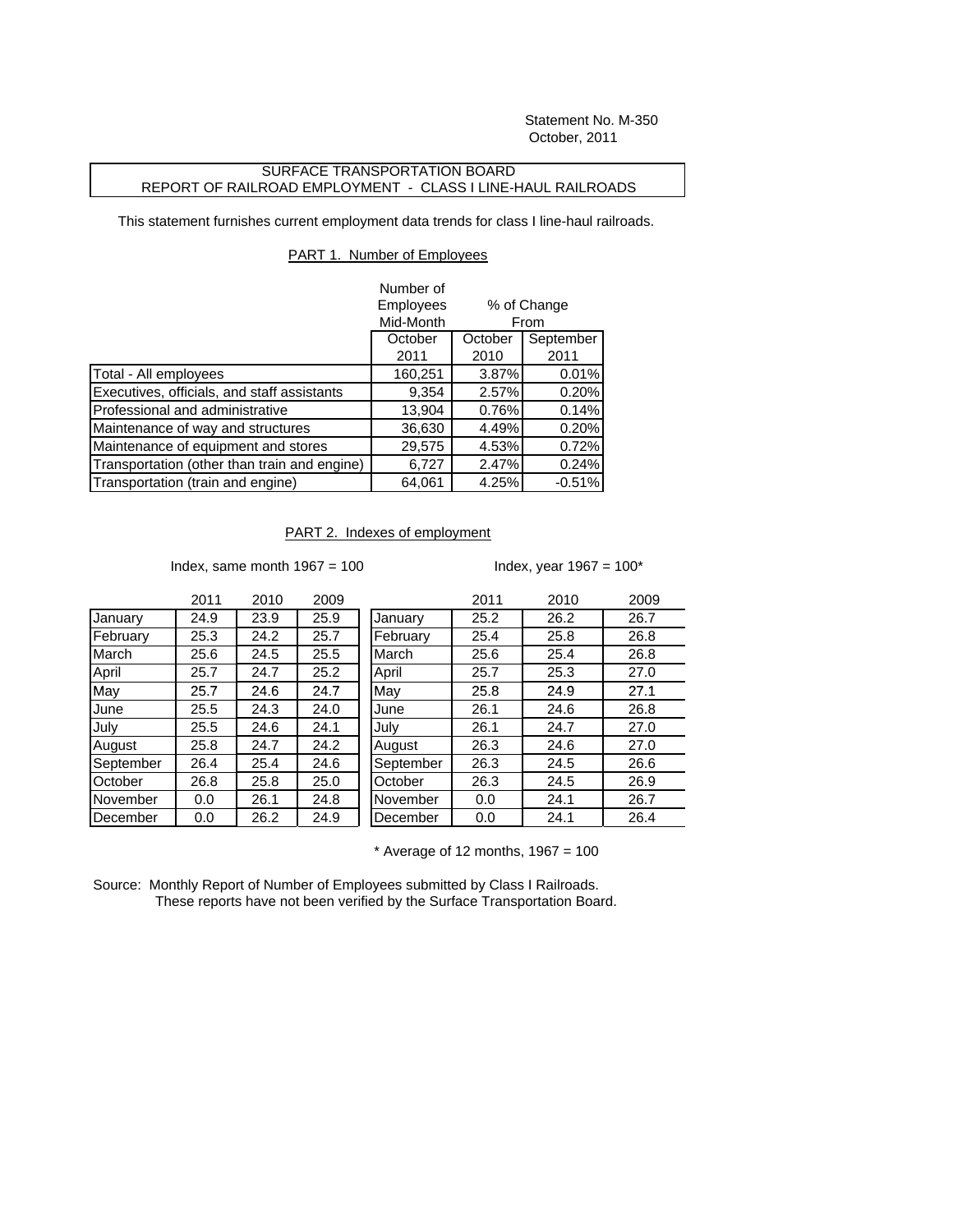Statement No. M-350
October, 2011

SURFACE TRANSPORTATION BOARD
REPORT OF RAILROAD EMPLOYMENT - CLASS I LINE-HAUL RAILROADS

This statement furnishes current employment data trends for class I line-haul railroads.

PART 1. Number of Employees

| | Number of Employees Mid-Month | % of Change From | |
|---|---|---|---|
| | October 2011 | October 2010 | September 2011 |
| Total - All employees | 160,251 | 3.87% | 0.01% |
| Executives, officials, and staff assistants | 9,354 | 2.57% | 0.20% |
| Professional and administrative | 13,904 | 0.76% | 0.14% |
| Maintenance of way and structures | 36,630 | 4.49% | 0.20% |
| Maintenance of equipment and stores | 29,575 | 4.53% | 0.72% |
| Transportation (other than train and engine) | 6,727 | 2.47% | 0.24% |
| Transportation (train and engine) | 64,061 | 4.25% | -0.51% |

PART 2. Indexes of employment

Index, same month 1967 = 100

| | 2011 | 2010 | 2009 |
|---|---|---|---|
| January | 24.9 | 23.9 | 25.9 |
| February | 25.3 | 24.2 | 25.7 |
| March | 25.6 | 24.5 | 25.5 |
| April | 25.7 | 24.7 | 25.2 |
| May | 25.7 | 24.6 | 24.7 |
| June | 25.5 | 24.3 | 24.0 |
| July | 25.5 | 24.6 | 24.1 |
| August | 25.8 | 24.7 | 24.2 |
| September | 26.4 | 25.4 | 24.6 |
| October | 26.8 | 25.8 | 25.0 |
| November | 0.0 | 26.1 | 24.8 |
| December | 0.0 | 26.2 | 24.9 |

Index, year 1967 = 100*

| | 2011 | 2010 | 2009 |
|---|---|---|---|
| January | 25.2 | 26.2 | 26.7 |
| February | 25.4 | 25.8 | 26.8 |
| March | 25.6 | 25.4 | 26.8 |
| April | 25.7 | 25.3 | 27.0 |
| May | 25.8 | 24.9 | 27.1 |
| June | 26.1 | 24.6 | 26.8 |
| July | 26.1 | 24.7 | 27.0 |
| August | 26.3 | 24.6 | 27.0 |
| September | 26.3 | 24.5 | 26.6 |
| October | 26.3 | 24.5 | 26.9 |
| November | 0.0 | 24.1 | 26.7 |
| December | 0.0 | 24.1 | 26.4 |

\* Average of 12 months, 1967 = 100

Source: Monthly Report of Number of Employees submitted by Class I Railroads.
These reports have not been verified by the Surface Transportation Board.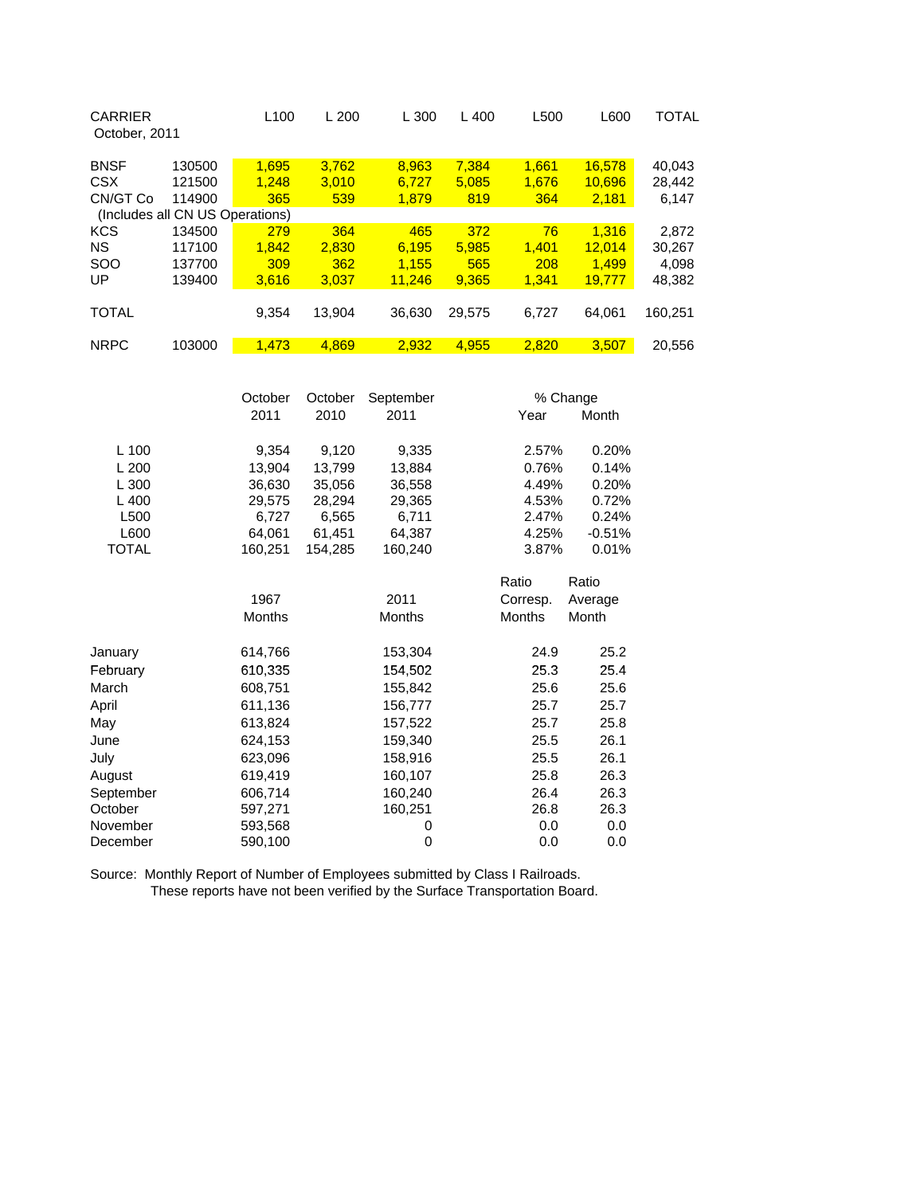| CARRIER October, 2011 | | L100 | L 200 | L 300 | L 400 | L500 | L600 | TOTAL |
|---|---|---|---|---|---|---|---|---|
| BNSF | 130500 | 1,695 | 3,762 | 8,963 | 7,384 | 1,661 | 16,578 | 40,043 |
| CSX | 121500 | 1,248 | 3,010 | 6,727 | 5,085 | 1,676 | 10,696 | 28,442 |
| CN/GT Co | 114900 | 365 | 539 | 1,879 | 819 | 364 | 2,181 | 6,147 |
| (Includes all CN US Operations) | | | | | | | | |
| KCS | 134500 | 279 | 364 | 465 | 372 | 76 | 1,316 | 2,872 |
| NS | 117100 | 1,842 | 2,830 | 6,195 | 5,985 | 1,401 | 12,014 | 30,267 |
| SOO | 137700 | 309 | 362 | 1,155 | 565 | 208 | 1,499 | 4,098 |
| UP | 139400 | 3,616 | 3,037 | 11,246 | 9,365 | 1,341 | 19,777 | 48,382 |
| TOTAL | | 9,354 | 13,904 | 36,630 | 29,575 | 6,727 | 64,061 | 160,251 |
| NRPC | 103000 | 1,473 | 4,869 | 2,932 | 4,955 | 2,820 | 3,507 | 20,556 |

| | October 2011 | October 2010 | September 2011 | % Change Year | % Change Month |
|---|---|---|---|---|---|
| L 100 | 9,354 | 9,120 | 9,335 | 2.57% | 0.20% |
| L 200 | 13,904 | 13,799 | 13,884 | 0.76% | 0.14% |
| L 300 | 36,630 | 35,056 | 36,558 | 4.49% | 0.20% |
| L 400 | 29,575 | 28,294 | 29,365 | 4.53% | 0.72% |
| L500 | 6,727 | 6,565 | 6,711 | 2.47% | 0.24% |
| L600 | 64,061 | 61,451 | 64,387 | 4.25% | -0.51% |
| TOTAL | 160,251 | 154,285 | 160,240 | 3.87% | 0.01% |

| | 1967 Months | 2011 Months | Ratio Corresp. Months | Ratio Average Month |
|---|---|---|---|---|
| January | 614,766 | 153,304 | 24.9 | 25.2 |
| February | 610,335 | 154,502 | 25.3 | 25.4 |
| March | 608,751 | 155,842 | 25.6 | 25.6 |
| April | 611,136 | 156,777 | 25.7 | 25.7 |
| May | 613,824 | 157,522 | 25.7 | 25.8 |
| June | 624,153 | 159,340 | 25.5 | 26.1 |
| July | 623,096 | 158,916 | 25.5 | 26.1 |
| August | 619,419 | 160,107 | 25.8 | 26.3 |
| September | 606,714 | 160,240 | 26.4 | 26.3 |
| October | 597,271 | 160,251 | 26.8 | 26.3 |
| November | 593,568 | 0 | 0.0 | 0.0 |
| December | 590,100 | 0 | 0.0 | 0.0 |

Source: Monthly Report of Number of Employees submitted by Class I Railroads.
These reports have not been verified by the Surface Transportation Board.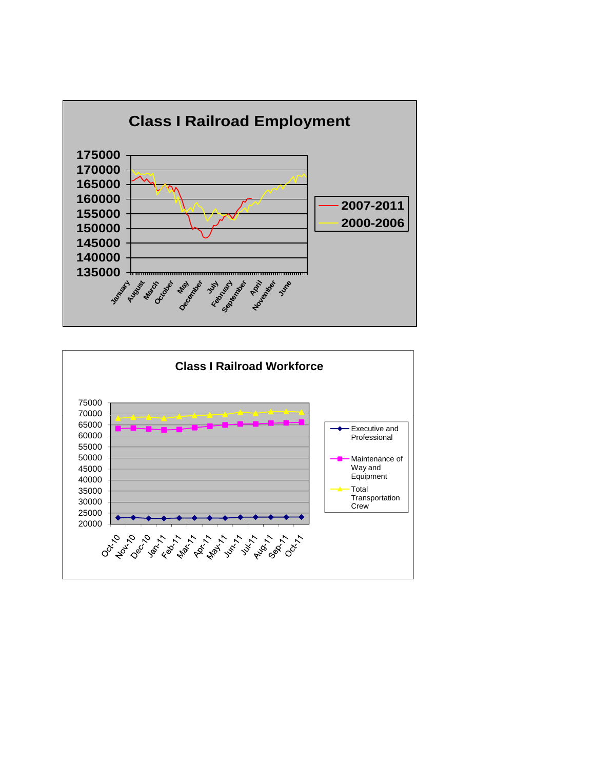Class I Railroad Employment

175000
170000
165000
160000
155000
150000
145000
140000
135000

January
August
March
October
May
December
July
February
September
April
November
June

2007-2011
2000-2006

Class I Railroad Workforce

75000
70000
65000
60000
55000
50000
45000
40000
35000
30000
25000
20000

Oct-10
Nov-10
Dec-10
Jan-11
Feb-11
Mar-11
Apr-11
May-11
Jun-11
Jul-11
Aug-11
Sep-11
Oct-11

Executive and Professional
Maintenance of Way and Equipment
Total Transportation Crew